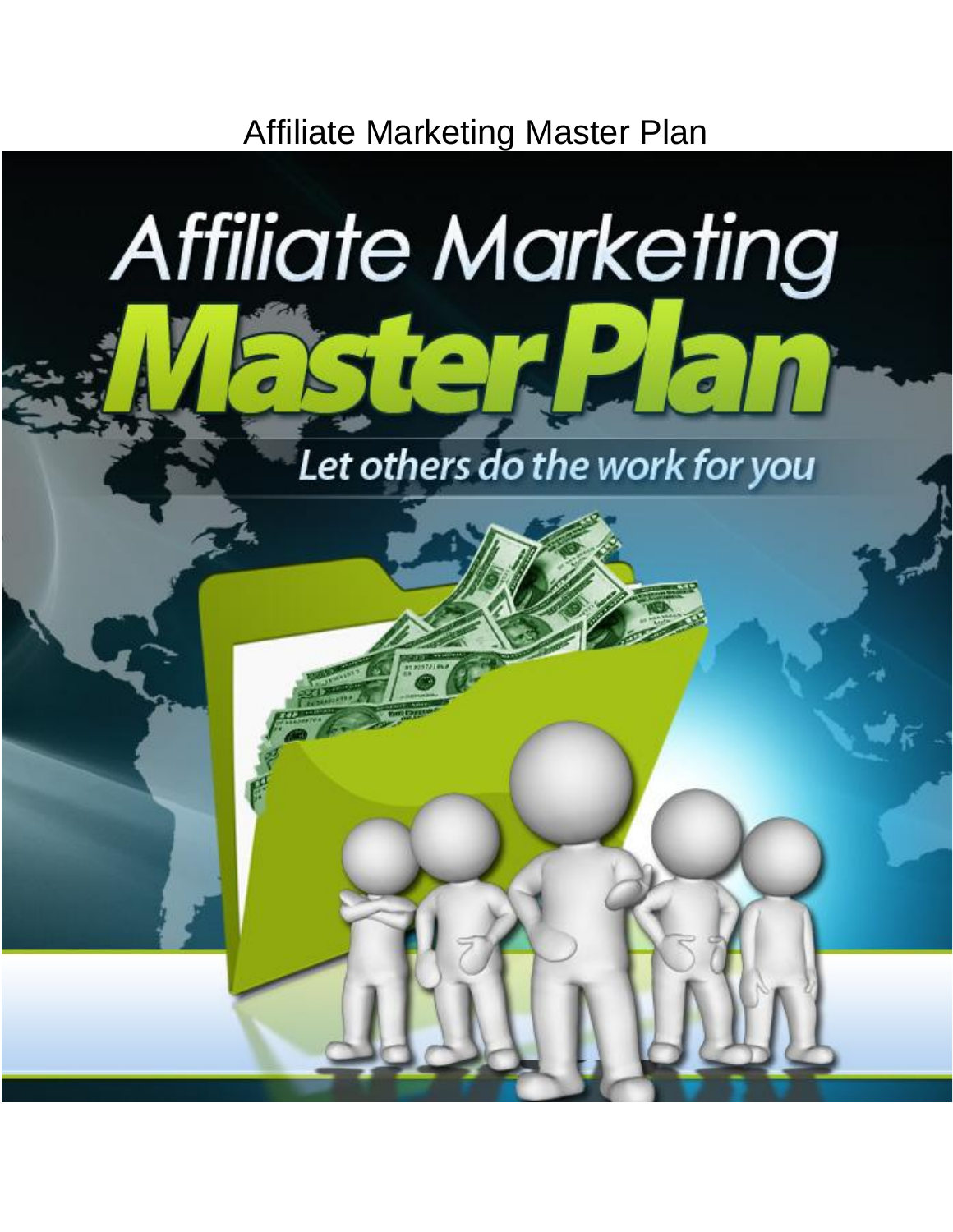# Affiliate Marketing Master Plan

Affiliate Marketing

Master Plan

Let others do the work for you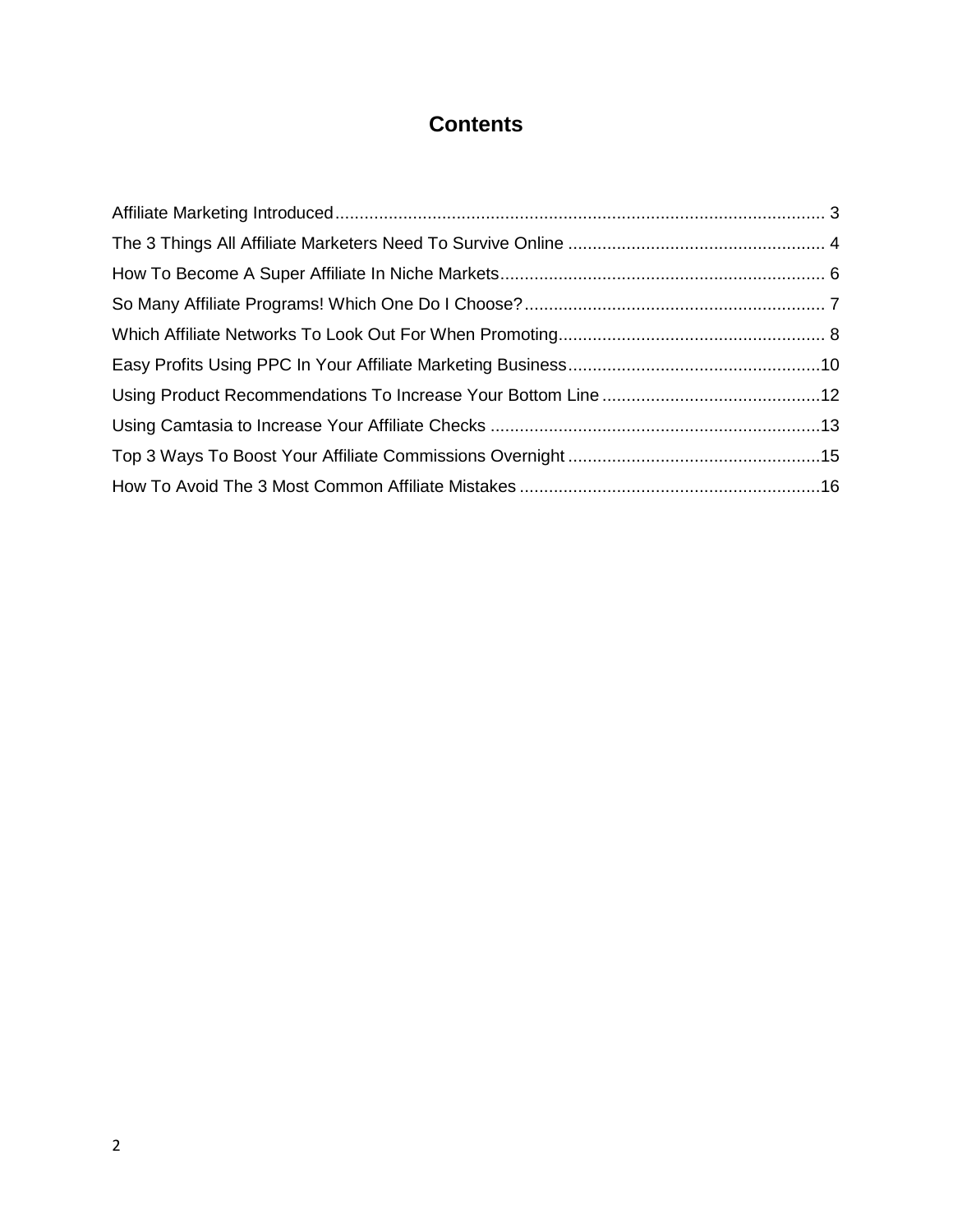# Contents

Affiliate Marketing Introduced ..... 3
The 3 Things All Affiliate Marketers Need To Survive Online ..... 4
How To Become A Super Affiliate In Niche Markets ..... 6
So Many Affiliate Programs! Which One Do I Choose? ..... 7
Which Affiliate Networks To Look Out For When Promoting ..... 8
Easy Profits Using PPC In Your Affiliate Marketing Business ..... 10
Using Product Recommendations To Increase Your Bottom Line ..... 12
Using Camtasia to Increase Your Affiliate Checks ..... 13
Top 3 Ways To Boost Your Affiliate Commissions Overnight ..... 15
How To Avoid The 3 Most Common Affiliate Mistakes ..... 16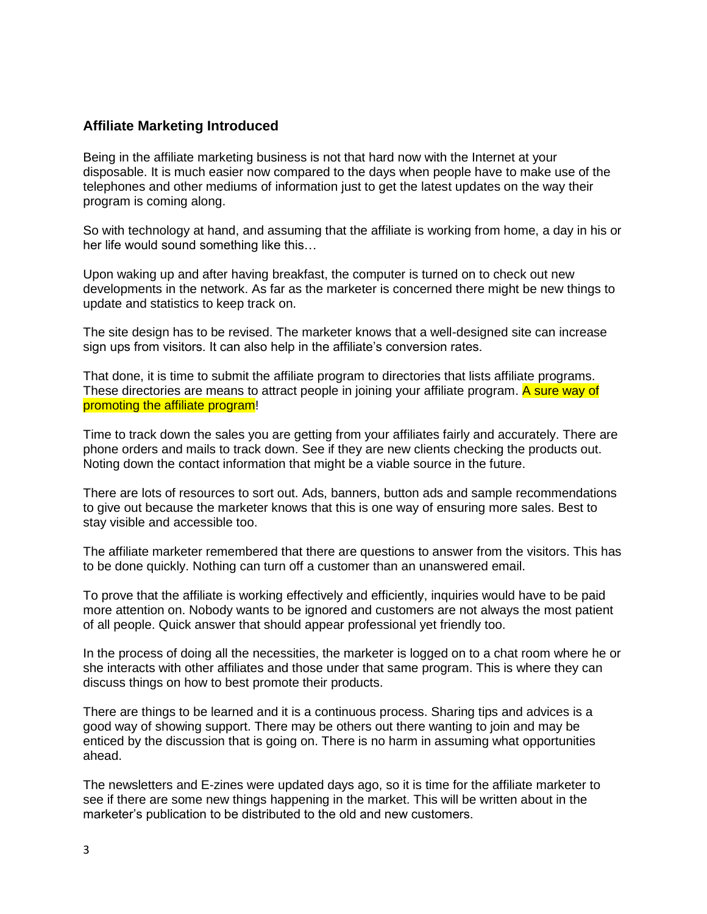## Affiliate Marketing Introduced

Being in the affiliate marketing business is not that hard now with the Internet at your disposable. It is much easier now compared to the days when people have to make use of the telephones and other mediums of information just to get the latest updates on the way their program is coming along.

So with technology at hand, and assuming that the affiliate is working from home, a day in his or her life would sound something like this…

Upon waking up and after having breakfast, the computer is turned on to check out new developments in the network. As far as the marketer is concerned there might be new things to update and statistics to keep track on.

The site design has to be revised. The marketer knows that a well-designed site can increase sign ups from visitors. It can also help in the affiliate's conversion rates.

That done, it is time to submit the affiliate program to directories that lists affiliate programs. These directories are means to attract people in joining your affiliate program. A sure way of promoting the affiliate program!

Time to track down the sales you are getting from your affiliates fairly and accurately. There are phone orders and mails to track down. See if they are new clients checking the products out. Noting down the contact information that might be a viable source in the future.

There are lots of resources to sort out. Ads, banners, button ads and sample recommendations to give out because the marketer knows that this is one way of ensuring more sales. Best to stay visible and accessible too.

The affiliate marketer remembered that there are questions to answer from the visitors. This has to be done quickly. Nothing can turn off a customer than an unanswered email.

To prove that the affiliate is working effectively and efficiently, inquiries would have to be paid more attention on. Nobody wants to be ignored and customers are not always the most patient of all people. Quick answer that should appear professional yet friendly too.

In the process of doing all the necessities, the marketer is logged on to a chat room where he or she interacts with other affiliates and those under that same program. This is where they can discuss things on how to best promote their products.

There are things to be learned and it is a continuous process. Sharing tips and advices is a good way of showing support. There may be others out there wanting to join and may be enticed by the discussion that is going on. There is no harm in assuming what opportunities ahead.

The newsletters and E-zines were updated days ago, so it is time for the affiliate marketer to see if there are some new things happening in the market. This will be written about in the marketer's publication to be distributed to the old and new customers.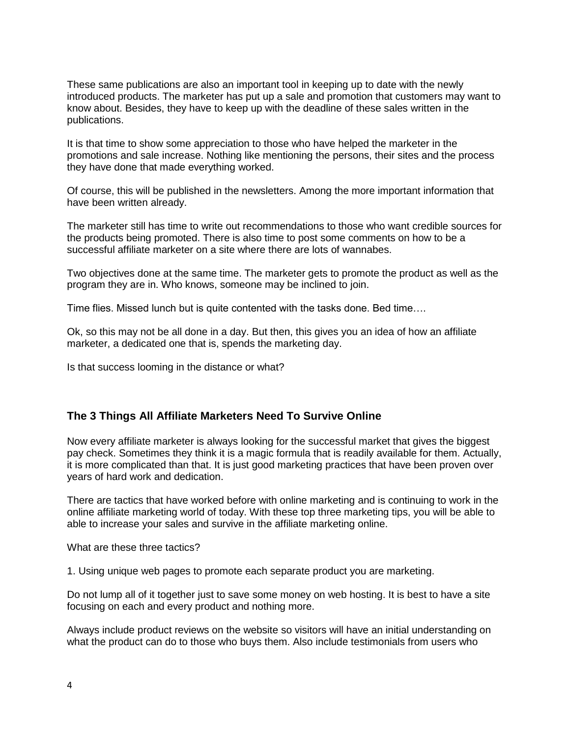These same publications are also an important tool in keeping up to date with the newly introduced products. The marketer has put up a sale and promotion that customers may want to know about. Besides, they have to keep up with the deadline of these sales written in the publications.

It is that time to show some appreciation to those who have helped the marketer in the promotions and sale increase. Nothing like mentioning the persons, their sites and the process they have done that made everything worked.

Of course, this will be published in the newsletters. Among the more important information that have been written already.

The marketer still has time to write out recommendations to those who want credible sources for the products being promoted. There is also time to post some comments on how to be a successful affiliate marketer on a site where there are lots of wannabes.

Two objectives done at the same time. The marketer gets to promote the product as well as the program they are in. Who knows, someone may be inclined to join.

Time flies. Missed lunch but is quite contented with the tasks done. Bed time….

Ok, so this may not be all done in a day. But then, this gives you an idea of how an affiliate marketer, a dedicated one that is, spends the marketing day.

Is that success looming in the distance or what?

## The 3 Things All Affiliate Marketers Need To Survive Online

Now every affiliate marketer is always looking for the successful market that gives the biggest pay check. Sometimes they think it is a magic formula that is readily available for them. Actually, it is more complicated than that. It is just good marketing practices that have been proven over years of hard work and dedication.

There are tactics that have worked before with online marketing and is continuing to work in the online affiliate marketing world of today. With these top three marketing tips, you will be able to able to increase your sales and survive in the affiliate marketing online.

What are these three tactics?

1. Using unique web pages to promote each separate product you are marketing.

Do not lump all of it together just to save some money on web hosting. It is best to have a site focusing on each and every product and nothing more.

Always include product reviews on the website so visitors will have an initial understanding on what the product can do to those who buys them. Also include testimonials from users who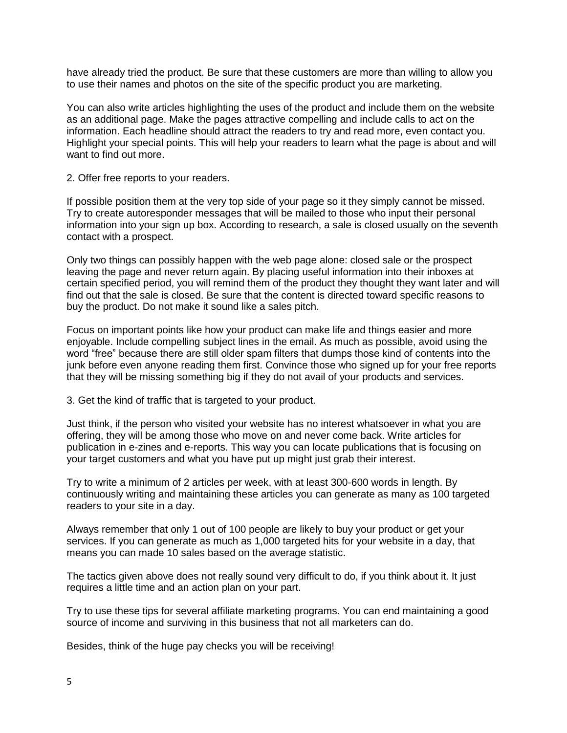have already tried the product. Be sure that these customers are more than willing to allow you to use their names and photos on the site of the specific product you are marketing.

You can also write articles highlighting the uses of the product and include them on the website as an additional page. Make the pages attractive compelling and include calls to act on the information. Each headline should attract the readers to try and read more, even contact you. Highlight your special points. This will help your readers to learn what the page is about and will want to find out more.

2. Offer free reports to your readers.

If possible position them at the very top side of your page so it they simply cannot be missed. Try to create autoresponder messages that will be mailed to those who input their personal information into your sign up box. According to research, a sale is closed usually on the seventh contact with a prospect.

Only two things can possibly happen with the web page alone: closed sale or the prospect leaving the page and never return again. By placing useful information into their inboxes at certain specified period, you will remind them of the product they thought they want later and will find out that the sale is closed. Be sure that the content is directed toward specific reasons to buy the product. Do not make it sound like a sales pitch.

Focus on important points like how your product can make life and things easier and more enjoyable. Include compelling subject lines in the email. As much as possible, avoid using the word "free" because there are still older spam filters that dumps those kind of contents into the junk before even anyone reading them first. Convince those who signed up for your free reports that they will be missing something big if they do not avail of your products and services.

3. Get the kind of traffic that is targeted to your product.

Just think, if the person who visited your website has no interest whatsoever in what you are offering, they will be among those who move on and never come back. Write articles for publication in e-zines and e-reports. This way you can locate publications that is focusing on your target customers and what you have put up might just grab their interest.

Try to write a minimum of 2 articles per week, with at least 300-600 words in length. By continuously writing and maintaining these articles you can generate as many as 100 targeted readers to your site in a day.

Always remember that only 1 out of 100 people are likely to buy your product or get your services. If you can generate as much as 1,000 targeted hits for your website in a day, that means you can made 10 sales based on the average statistic.

The tactics given above does not really sound very difficult to do, if you think about it. It just requires a little time and an action plan on your part.

Try to use these tips for several affiliate marketing programs. You can end maintaining a good source of income and surviving in this business that not all marketers can do.

Besides, think of the huge pay checks you will be receiving!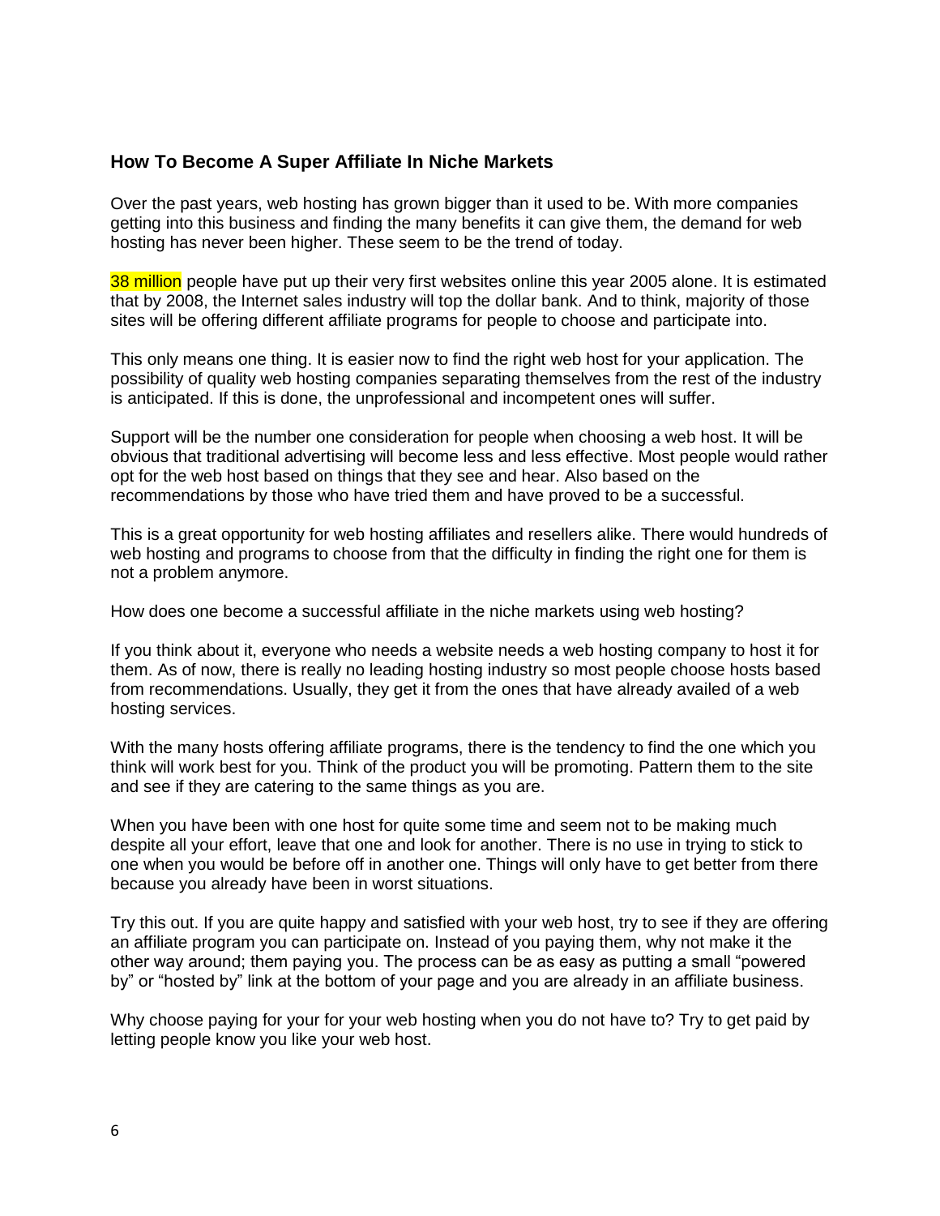### How To Become A Super Affiliate In Niche Markets

Over the past years, web hosting has grown bigger than it used to be. With more companies getting into this business and finding the many benefits it can give them, the demand for web hosting has never been higher. These seem to be the trend of today.

38 million people have put up their very first websites online this year 2005 alone. It is estimated that by 2008, the Internet sales industry will top the dollar bank. And to think, majority of those sites will be offering different affiliate programs for people to choose and participate into.

This only means one thing. It is easier now to find the right web host for your application. The possibility of quality web hosting companies separating themselves from the rest of the industry is anticipated. If this is done, the unprofessional and incompetent ones will suffer.

Support will be the number one consideration for people when choosing a web host. It will be obvious that traditional advertising will become less and less effective. Most people would rather opt for the web host based on things that they see and hear. Also based on the recommendations by those who have tried them and have proved to be a successful.

This is a great opportunity for web hosting affiliates and resellers alike. There would hundreds of web hosting and programs to choose from that the difficulty in finding the right one for them is not a problem anymore.

How does one become a successful affiliate in the niche markets using web hosting?

If you think about it, everyone who needs a website needs a web hosting company to host it for them. As of now, there is really no leading hosting industry so most people choose hosts based from recommendations. Usually, they get it from the ones that have already availed of a web hosting services.

With the many hosts offering affiliate programs, there is the tendency to find the one which you think will work best for you. Think of the product you will be promoting. Pattern them to the site and see if they are catering to the same things as you are.

When you have been with one host for quite some time and seem not to be making much despite all your effort, leave that one and look for another. There is no use in trying to stick to one when you would be before off in another one. Things will only have to get better from there because you already have been in worst situations.

Try this out. If you are quite happy and satisfied with your web host, try to see if they are offering an affiliate program you can participate on. Instead of you paying them, why not make it the other way around; them paying you. The process can be as easy as putting a small "powered by" or "hosted by" link at the bottom of your page and you are already in an affiliate business.

Why choose paying for your for your web hosting when you do not have to? Try to get paid by letting people know you like your web host.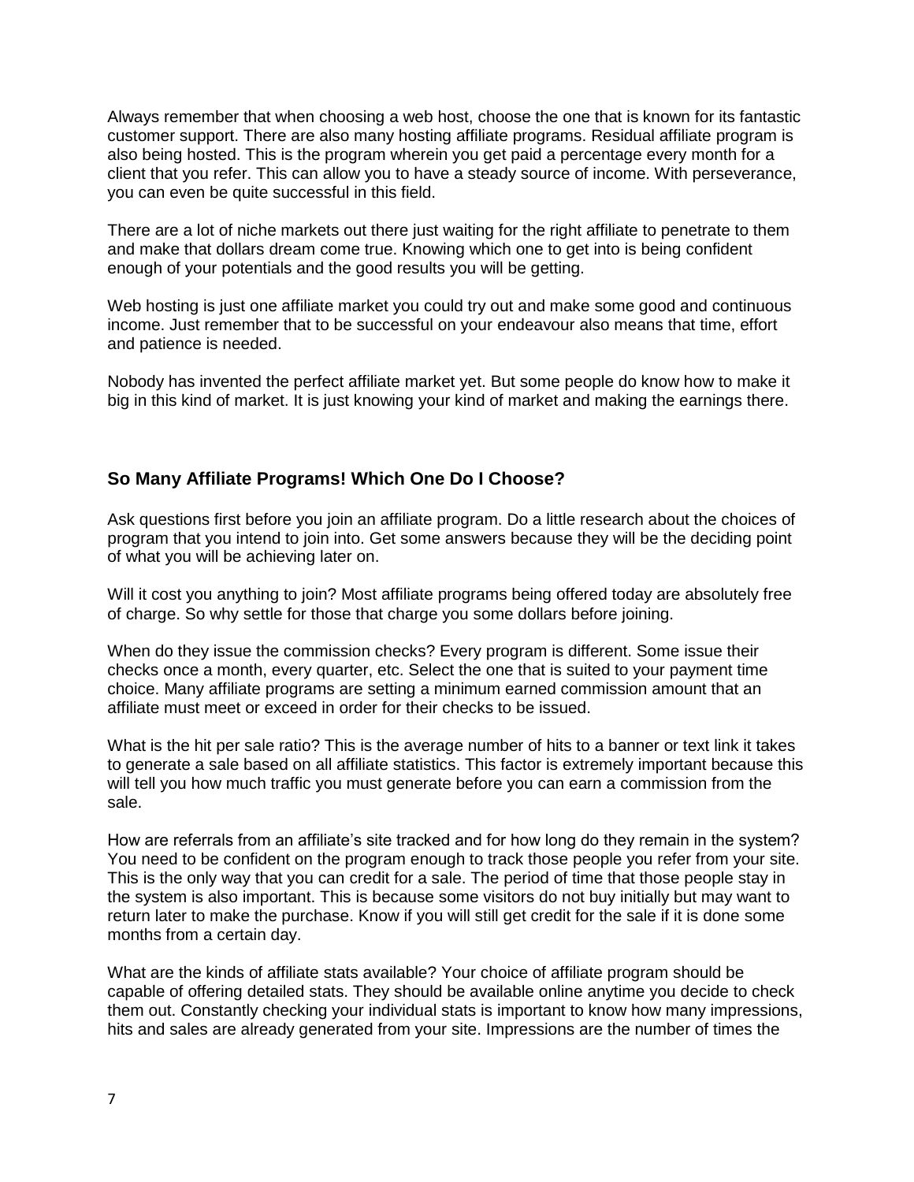Always remember that when choosing a web host, choose the one that is known for its fantastic customer support. There are also many hosting affiliate programs. Residual affiliate program is also being hosted. This is the program wherein you get paid a percentage every month for a client that you refer. This can allow you to have a steady source of income. With perseverance, you can even be quite successful in this field.

There are a lot of niche markets out there just waiting for the right affiliate to penetrate to them and make that dollars dream come true. Knowing which one to get into is being confident enough of your potentials and the good results you will be getting.

Web hosting is just one affiliate market you could try out and make some good and continuous income. Just remember that to be successful on your endeavour also means that time, effort and patience is needed.

Nobody has invented the perfect affiliate market yet. But some people do know how to make it big in this kind of market. It is just knowing your kind of market and making the earnings there.

## So Many Affiliate Programs! Which One Do I Choose?

Ask questions first before you join an affiliate program. Do a little research about the choices of program that you intend to join into. Get some answers because they will be the deciding point of what you will be achieving later on.

Will it cost you anything to join? Most affiliate programs being offered today are absolutely free of charge. So why settle for those that charge you some dollars before joining.

When do they issue the commission checks? Every program is different. Some issue their checks once a month, every quarter, etc. Select the one that is suited to your payment time choice. Many affiliate programs are setting a minimum earned commission amount that an affiliate must meet or exceed in order for their checks to be issued.

What is the hit per sale ratio? This is the average number of hits to a banner or text link it takes to generate a sale based on all affiliate statistics. This factor is extremely important because this will tell you how much traffic you must generate before you can earn a commission from the sale.

How are referrals from an affiliate's site tracked and for how long do they remain in the system? You need to be confident on the program enough to track those people you refer from your site. This is the only way that you can credit for a sale. The period of time that those people stay in the system is also important. This is because some visitors do not buy initially but may want to return later to make the purchase. Know if you will still get credit for the sale if it is done some months from a certain day.

What are the kinds of affiliate stats available? Your choice of affiliate program should be capable of offering detailed stats. They should be available online anytime you decide to check them out. Constantly checking your individual stats is important to know how many impressions, hits and sales are already generated from your site. Impressions are the number of times the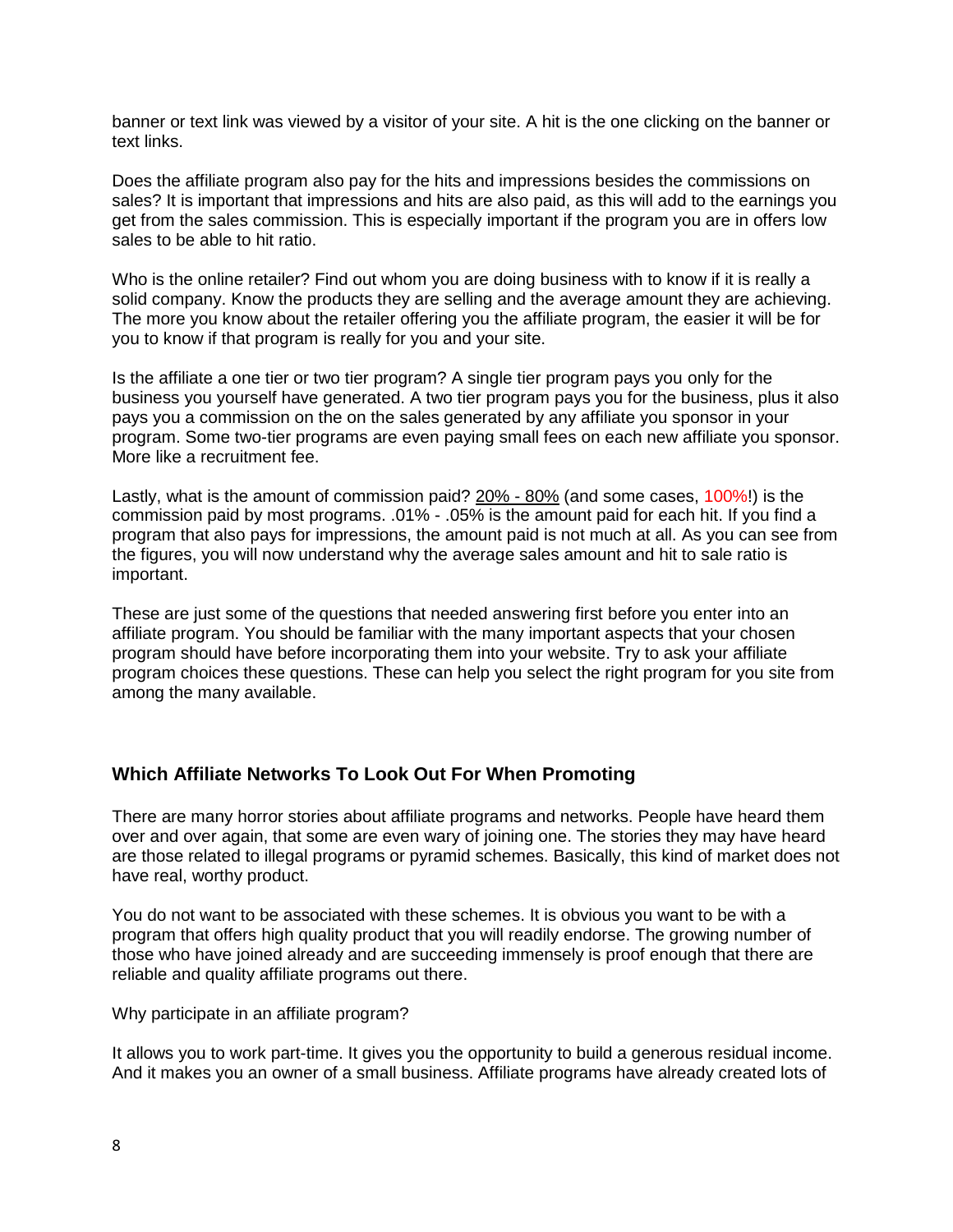banner or text link was viewed by a visitor of your site. A hit is the one clicking on the banner or text links.

Does the affiliate program also pay for the hits and impressions besides the commissions on sales? It is important that impressions and hits are also paid, as this will add to the earnings you get from the sales commission. This is especially important if the program you are in offers low sales to be able to hit ratio.

Who is the online retailer? Find out whom you are doing business with to know if it is really a solid company. Know the products they are selling and the average amount they are achieving. The more you know about the retailer offering you the affiliate program, the easier it will be for you to know if that program is really for you and your site.

Is the affiliate a one tier or two tier program? A single tier program pays you only for the business you yourself have generated. A two tier program pays you for the business, plus it also pays you a commission on the on the sales generated by any affiliate you sponsor in your program. Some two-tier programs are even paying small fees on each new affiliate you sponsor. More like a recruitment fee.

Lastly, what is the amount of commission paid? 20% - 80% (and some cases, 100%!) is the commission paid by most programs. .01% - .05% is the amount paid for each hit. If you find a program that also pays for impressions, the amount paid is not much at all. As you can see from the figures, you will now understand why the average sales amount and hit to sale ratio is important.

These are just some of the questions that needed answering first before you enter into an affiliate program. You should be familiar with the many important aspects that your chosen program should have before incorporating them into your website. Try to ask your affiliate program choices these questions. These can help you select the right program for you site from among the many available.

### Which Affiliate Networks To Look Out For When Promoting

There are many horror stories about affiliate programs and networks. People have heard them over and over again, that some are even wary of joining one. The stories they may have heard are those related to illegal programs or pyramid schemes. Basically, this kind of market does not have real, worthy product.

You do not want to be associated with these schemes. It is obvious you want to be with a program that offers high quality product that you will readily endorse. The growing number of those who have joined already and are succeeding immensely is proof enough that there are reliable and quality affiliate programs out there.

Why participate in an affiliate program?

It allows you to work part-time. It gives you the opportunity to build a generous residual income. And it makes you an owner of a small business. Affiliate programs have already created lots of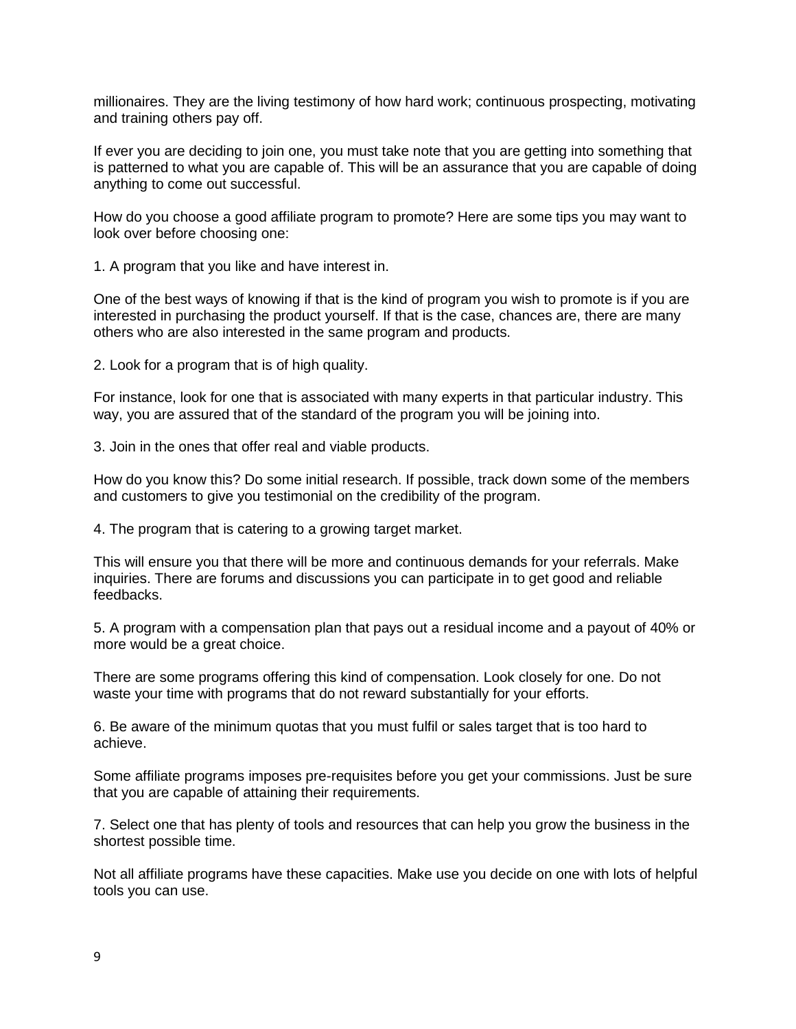millionaires. They are the living testimony of how hard work; continuous prospecting, motivating and training others pay off.

If ever you are deciding to join one, you must take note that you are getting into something that is patterned to what you are capable of. This will be an assurance that you are capable of doing anything to come out successful.

How do you choose a good affiliate program to promote? Here are some tips you may want to look over before choosing one:

1. A program that you like and have interest in.

One of the best ways of knowing if that is the kind of program you wish to promote is if you are interested in purchasing the product yourself. If that is the case, chances are, there are many others who are also interested in the same program and products.

2. Look for a program that is of high quality.

For instance, look for one that is associated with many experts in that particular industry. This way, you are assured that of the standard of the program you will be joining into.

3. Join in the ones that offer real and viable products.

How do you know this? Do some initial research. If possible, track down some of the members and customers to give you testimonial on the credibility of the program.

4. The program that is catering to a growing target market.

This will ensure you that there will be more and continuous demands for your referrals. Make inquiries. There are forums and discussions you can participate in to get good and reliable feedbacks.

5. A program with a compensation plan that pays out a residual income and a payout of 40% or more would be a great choice.

There are some programs offering this kind of compensation. Look closely for one. Do not waste your time with programs that do not reward substantially for your efforts.

6. Be aware of the minimum quotas that you must fulfil or sales target that is too hard to achieve.

Some affiliate programs imposes pre-requisites before you get your commissions. Just be sure that you are capable of attaining their requirements.

7. Select one that has plenty of tools and resources that can help you grow the business in the shortest possible time.

Not all affiliate programs have these capacities. Make use you decide on one with lots of helpful tools you can use.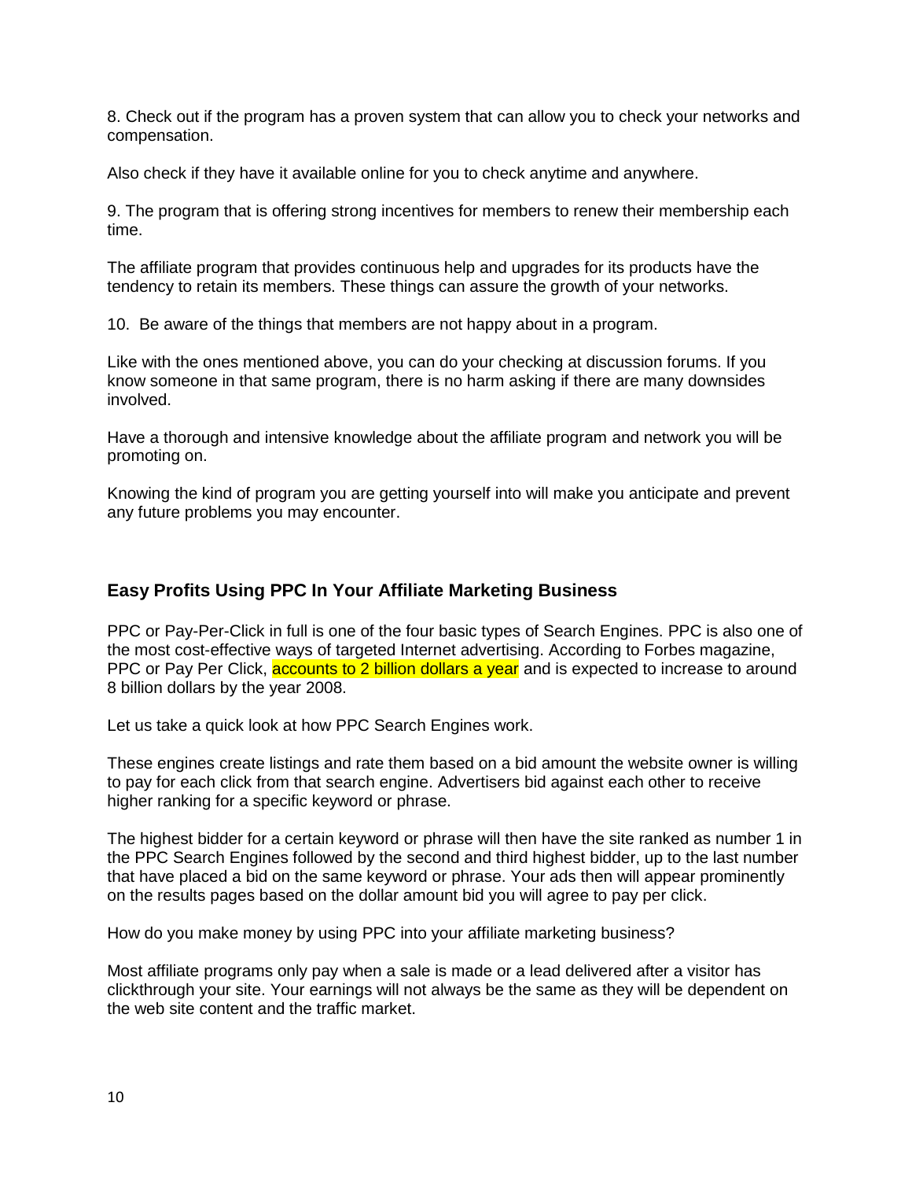8. Check out if the program has a proven system that can allow you to check your networks and compensation.

Also check if they have it available online for you to check anytime and anywhere.

9. The program that is offering strong incentives for members to renew their membership each time.

The affiliate program that provides continuous help and upgrades for its products have the tendency to retain its members. These things can assure the growth of your networks.

10. Be aware of the things that members are not happy about in a program.

Like with the ones mentioned above, you can do your checking at discussion forums. If you know someone in that same program, there is no harm asking if there are many downsides involved.

Have a thorough and intensive knowledge about the affiliate program and network you will be promoting on.

Knowing the kind of program you are getting yourself into will make you anticipate and prevent any future problems you may encounter.

### Easy Profits Using PPC In Your Affiliate Marketing Business

PPC or Pay-Per-Click in full is one of the four basic types of Search Engines. PPC is also one of the most cost-effective ways of targeted Internet advertising. According to Forbes magazine, PPC or Pay Per Click, accounts to 2 billion dollars a year and is expected to increase to around 8 billion dollars by the year 2008.

Let us take a quick look at how PPC Search Engines work.

These engines create listings and rate them based on a bid amount the website owner is willing to pay for each click from that search engine. Advertisers bid against each other to receive higher ranking for a specific keyword or phrase.

The highest bidder for a certain keyword or phrase will then have the site ranked as number 1 in the PPC Search Engines followed by the second and third highest bidder, up to the last number that have placed a bid on the same keyword or phrase. Your ads then will appear prominently on the results pages based on the dollar amount bid you will agree to pay per click.

How do you make money by using PPC into your affiliate marketing business?

Most affiliate programs only pay when a sale is made or a lead delivered after a visitor has clickthrough your site. Your earnings will not always be the same as they will be dependent on the web site content and the traffic market.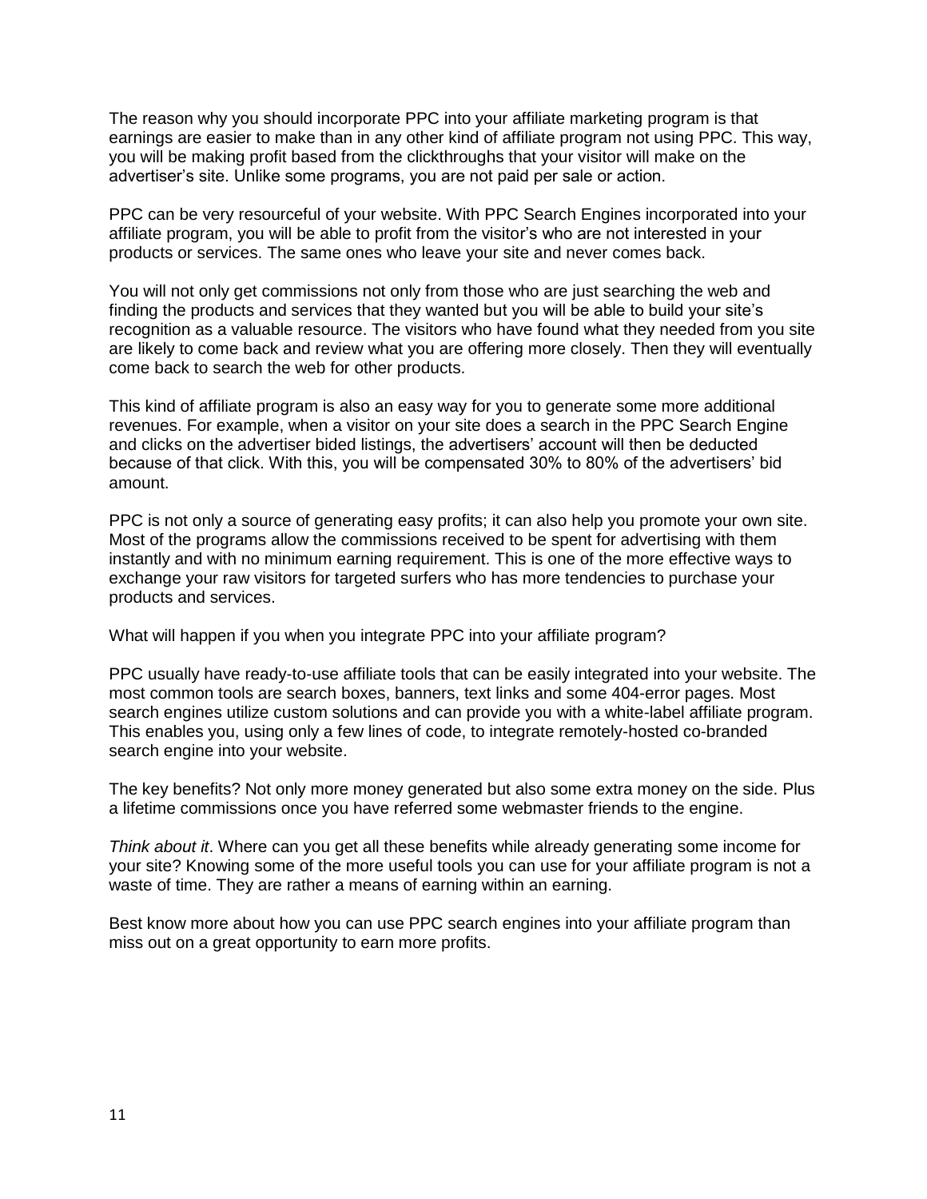The reason why you should incorporate PPC into your affiliate marketing program is that earnings are easier to make than in any other kind of affiliate program not using PPC. This way, you will be making profit based from the clickthroughs that your visitor will make on the advertiser's site. Unlike some programs, you are not paid per sale or action.

PPC can be very resourceful of your website. With PPC Search Engines incorporated into your affiliate program, you will be able to profit from the visitor's who are not interested in your products or services. The same ones who leave your site and never comes back.

You will not only get commissions not only from those who are just searching the web and finding the products and services that they wanted but you will be able to build your site's recognition as a valuable resource. The visitors who have found what they needed from you site are likely to come back and review what you are offering more closely. Then they will eventually come back to search the web for other products.

This kind of affiliate program is also an easy way for you to generate some more additional revenues. For example, when a visitor on your site does a search in the PPC Search Engine and clicks on the advertiser bided listings, the advertisers' account will then be deducted because of that click. With this, you will be compensated 30% to 80% of the advertisers' bid amount.

PPC is not only a source of generating easy profits; it can also help you promote your own site. Most of the programs allow the commissions received to be spent for advertising with them instantly and with no minimum earning requirement. This is one of the more effective ways to exchange your raw visitors for targeted surfers who has more tendencies to purchase your products and services.

What will happen if you when you integrate PPC into your affiliate program?

PPC usually have ready-to-use affiliate tools that can be easily integrated into your website. The most common tools are search boxes, banners, text links and some 404-error pages. Most search engines utilize custom solutions and can provide you with a white-label affiliate program. This enables you, using only a few lines of code, to integrate remotely-hosted co-branded search engine into your website.

The key benefits? Not only more money generated but also some extra money on the side. Plus a lifetime commissions once you have referred some webmaster friends to the engine.

*Think about it*. Where can you get all these benefits while already generating some income for your site? Knowing some of the more useful tools you can use for your affiliate program is not a waste of time. They are rather a means of earning within an earning.

Best know more about how you can use PPC search engines into your affiliate program than miss out on a great opportunity to earn more profits.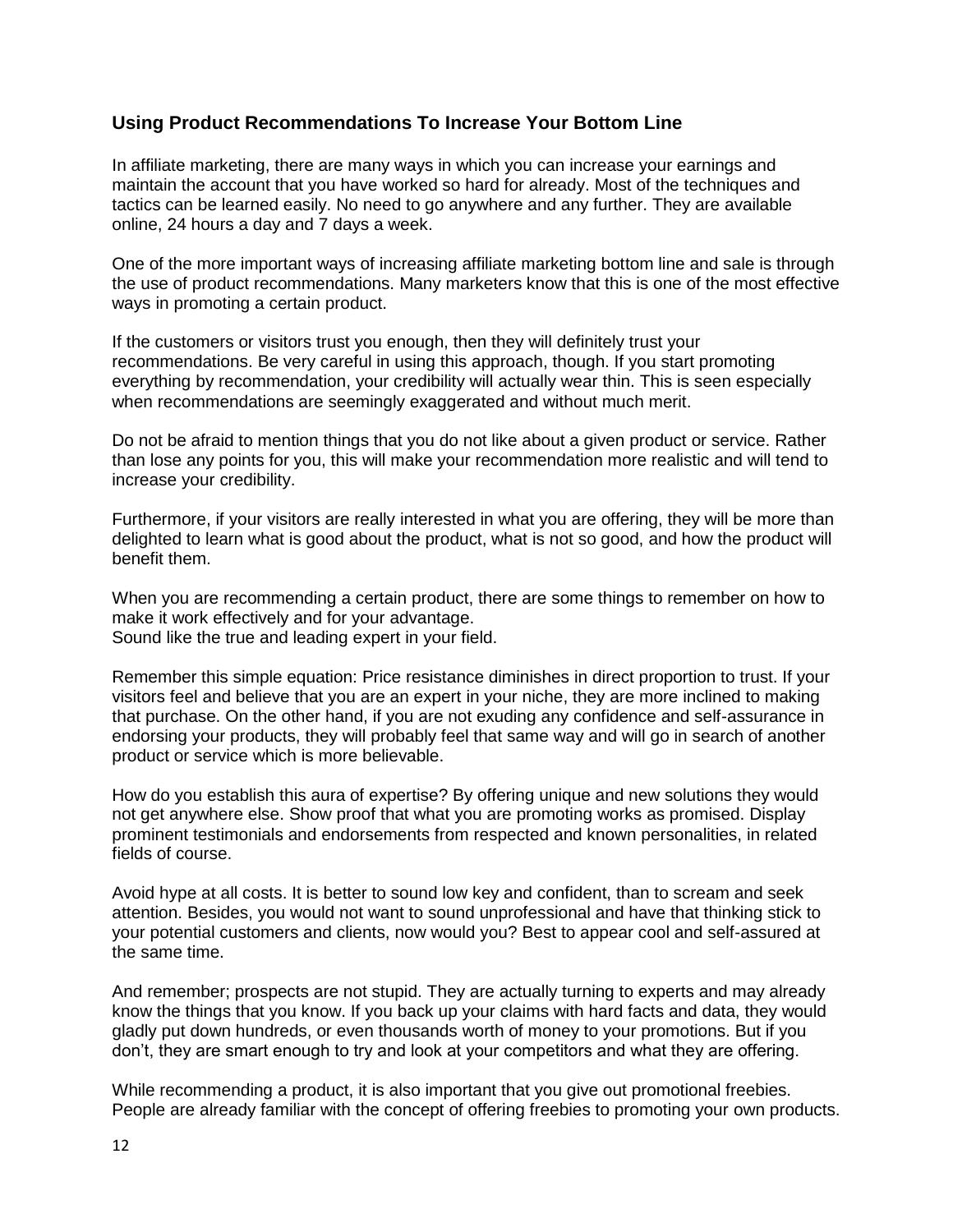### Using Product Recommendations To Increase Your Bottom Line

In affiliate marketing, there are many ways in which you can increase your earnings and maintain the account that you have worked so hard for already. Most of the techniques and tactics can be learned easily. No need to go anywhere and any further. They are available online, 24 hours a day and 7 days a week.

One of the more important ways of increasing affiliate marketing bottom line and sale is through the use of product recommendations. Many marketers know that this is one of the most effective ways in promoting a certain product.

If the customers or visitors trust you enough, then they will definitely trust your recommendations. Be very careful in using this approach, though. If you start promoting everything by recommendation, your credibility will actually wear thin. This is seen especially when recommendations are seemingly exaggerated and without much merit.

Do not be afraid to mention things that you do not like about a given product or service. Rather than lose any points for you, this will make your recommendation more realistic and will tend to increase your credibility.

Furthermore, if your visitors are really interested in what you are offering, they will be more than delighted to learn what is good about the product, what is not so good, and how the product will benefit them.

When you are recommending a certain product, there are some things to remember on how to make it work effectively and for your advantage.
Sound like the true and leading expert in your field.

Remember this simple equation: Price resistance diminishes in direct proportion to trust. If your visitors feel and believe that you are an expert in your niche, they are more inclined to making that purchase. On the other hand, if you are not exuding any confidence and self-assurance in endorsing your products, they will probably feel that same way and will go in search of another product or service which is more believable.

How do you establish this aura of expertise? By offering unique and new solutions they would not get anywhere else. Show proof that what you are promoting works as promised. Display prominent testimonials and endorsements from respected and known personalities, in related fields of course.

Avoid hype at all costs. It is better to sound low key and confident, than to scream and seek attention. Besides, you would not want to sound unprofessional and have that thinking stick to your potential customers and clients, now would you? Best to appear cool and self-assured at the same time.

And remember; prospects are not stupid. They are actually turning to experts and may already know the things that you know. If you back up your claims with hard facts and data, they would gladly put down hundreds, or even thousands worth of money to your promotions. But if you don't, they are smart enough to try and look at your competitors and what they are offering.

While recommending a product, it is also important that you give out promotional freebies. People are already familiar with the concept of offering freebies to promoting your own products.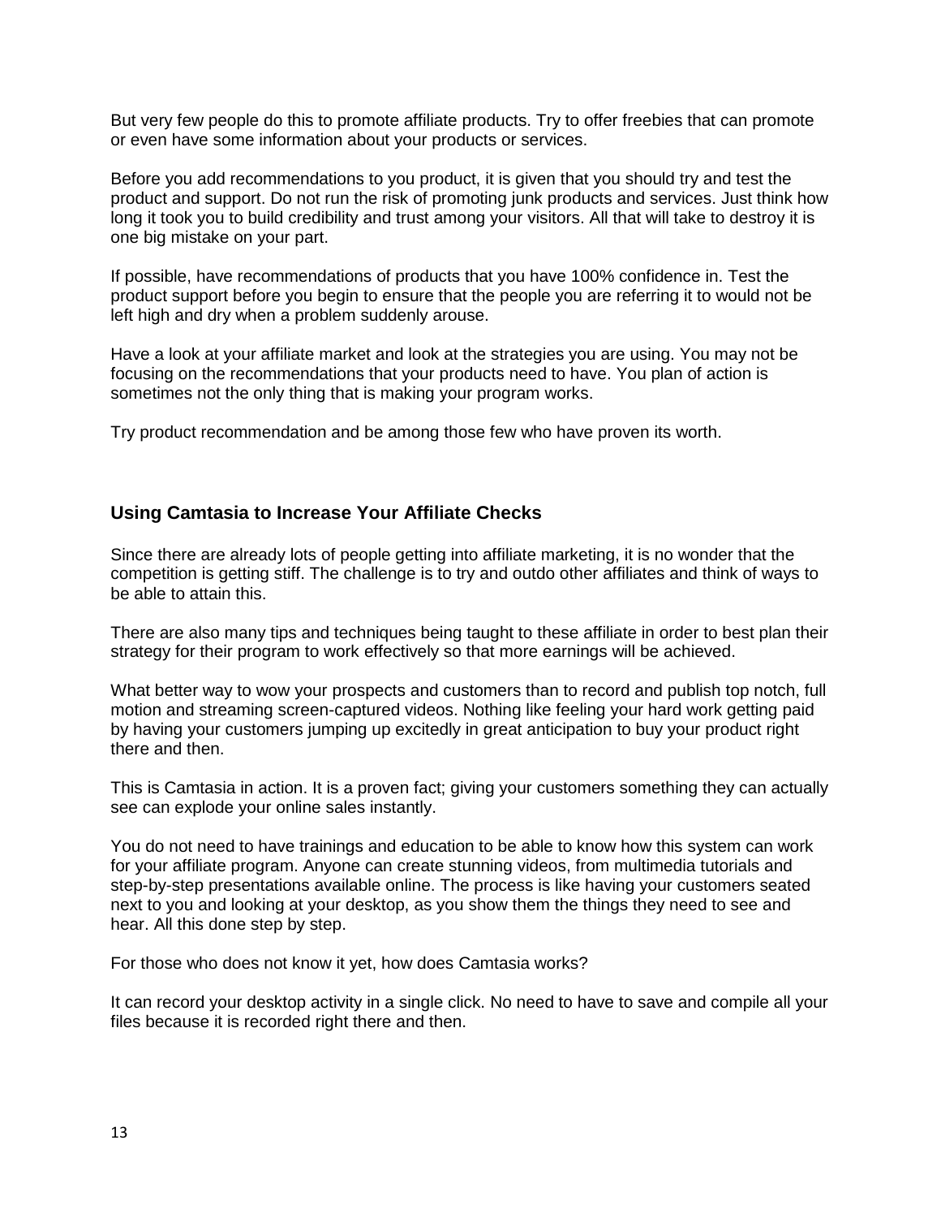But very few people do this to promote affiliate products. Try to offer freebies that can promote or even have some information about your products or services.

Before you add recommendations to you product, it is given that you should try and test the product and support. Do not run the risk of promoting junk products and services. Just think how long it took you to build credibility and trust among your visitors. All that will take to destroy it is one big mistake on your part.

If possible, have recommendations of products that you have 100% confidence in. Test the product support before you begin to ensure that the people you are referring it to would not be left high and dry when a problem suddenly arouse.

Have a look at your affiliate market and look at the strategies you are using. You may not be focusing on the recommendations that your products need to have. You plan of action is sometimes not the only thing that is making your program works.

Try product recommendation and be among those few who have proven its worth.

### Using Camtasia to Increase Your Affiliate Checks

Since there are already lots of people getting into affiliate marketing, it is no wonder that the competition is getting stiff. The challenge is to try and outdo other affiliates and think of ways to be able to attain this.

There are also many tips and techniques being taught to these affiliate in order to best plan their strategy for their program to work effectively so that more earnings will be achieved.

What better way to wow your prospects and customers than to record and publish top notch, full motion and streaming screen-captured videos. Nothing like feeling your hard work getting paid by having your customers jumping up excitedly in great anticipation to buy your product right there and then.

This is Camtasia in action. It is a proven fact; giving your customers something they can actually see can explode your online sales instantly.

You do not need to have trainings and education to be able to know how this system can work for your affiliate program. Anyone can create stunning videos, from multimedia tutorials and step-by-step presentations available online. The process is like having your customers seated next to you and looking at your desktop, as you show them the things they need to see and hear. All this done step by step.

For those who does not know it yet, how does Camtasia works?

It can record your desktop activity in a single click. No need to have to save and compile all your files because it is recorded right there and then.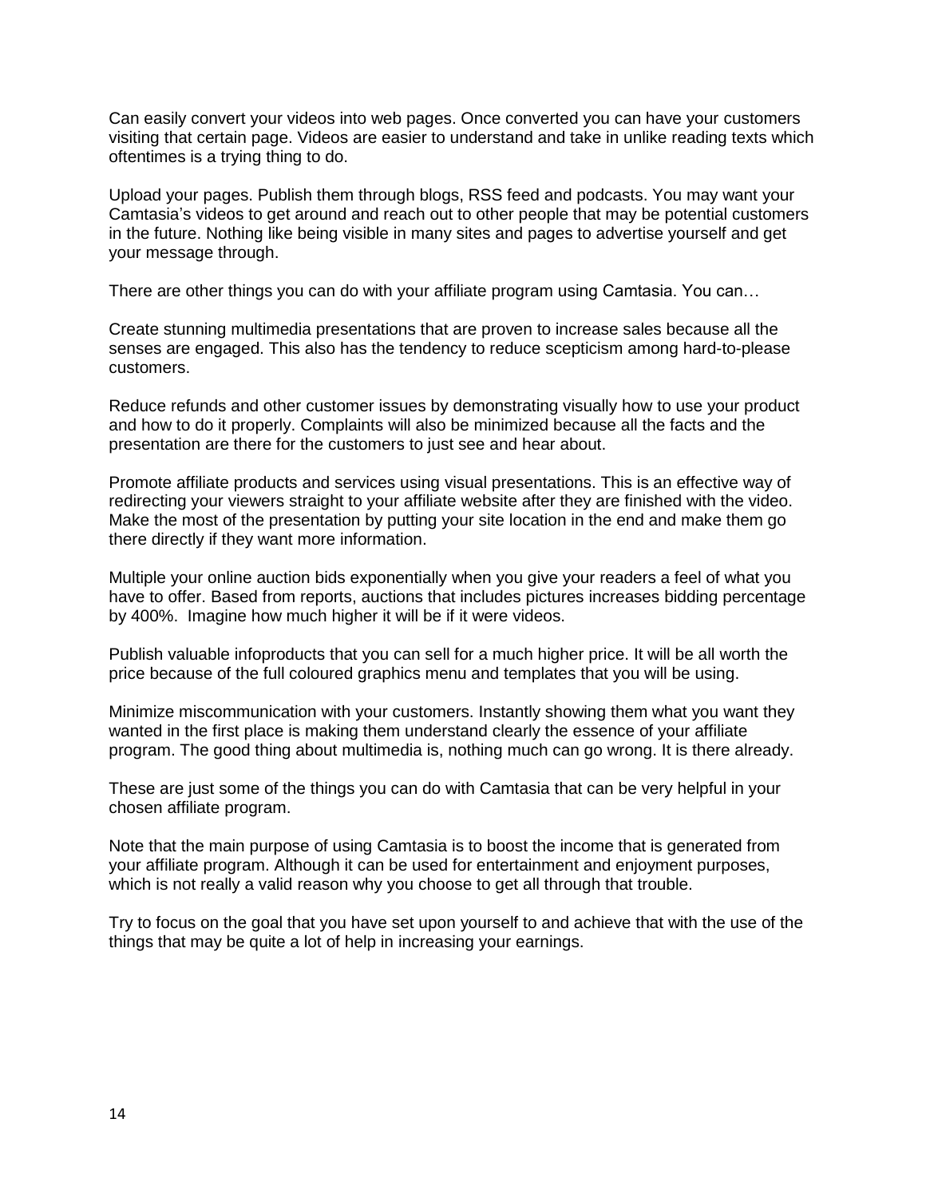Can easily convert your videos into web pages. Once converted you can have your customers visiting that certain page. Videos are easier to understand and take in unlike reading texts which oftentimes is a trying thing to do.

Upload your pages. Publish them through blogs, RSS feed and podcasts. You may want your Camtasia's videos to get around and reach out to other people that may be potential customers in the future. Nothing like being visible in many sites and pages to advertise yourself and get your message through.

There are other things you can do with your affiliate program using Camtasia. You can…

Create stunning multimedia presentations that are proven to increase sales because all the senses are engaged. This also has the tendency to reduce scepticism among hard-to-please customers.

Reduce refunds and other customer issues by demonstrating visually how to use your product and how to do it properly. Complaints will also be minimized because all the facts and the presentation are there for the customers to just see and hear about.

Promote affiliate products and services using visual presentations. This is an effective way of redirecting your viewers straight to your affiliate website after they are finished with the video. Make the most of the presentation by putting your site location in the end and make them go there directly if they want more information.

Multiple your online auction bids exponentially when you give your readers a feel of what you have to offer. Based from reports, auctions that includes pictures increases bidding percentage by 400%. Imagine how much higher it will be if it were videos.

Publish valuable infoproducts that you can sell for a much higher price. It will be all worth the price because of the full coloured graphics menu and templates that you will be using.

Minimize miscommunication with your customers. Instantly showing them what you want they wanted in the first place is making them understand clearly the essence of your affiliate program. The good thing about multimedia is, nothing much can go wrong. It is there already.

These are just some of the things you can do with Camtasia that can be very helpful in your chosen affiliate program.

Note that the main purpose of using Camtasia is to boost the income that is generated from your affiliate program. Although it can be used for entertainment and enjoyment purposes, which is not really a valid reason why you choose to get all through that trouble.

Try to focus on the goal that you have set upon yourself to and achieve that with the use of the things that may be quite a lot of help in increasing your earnings.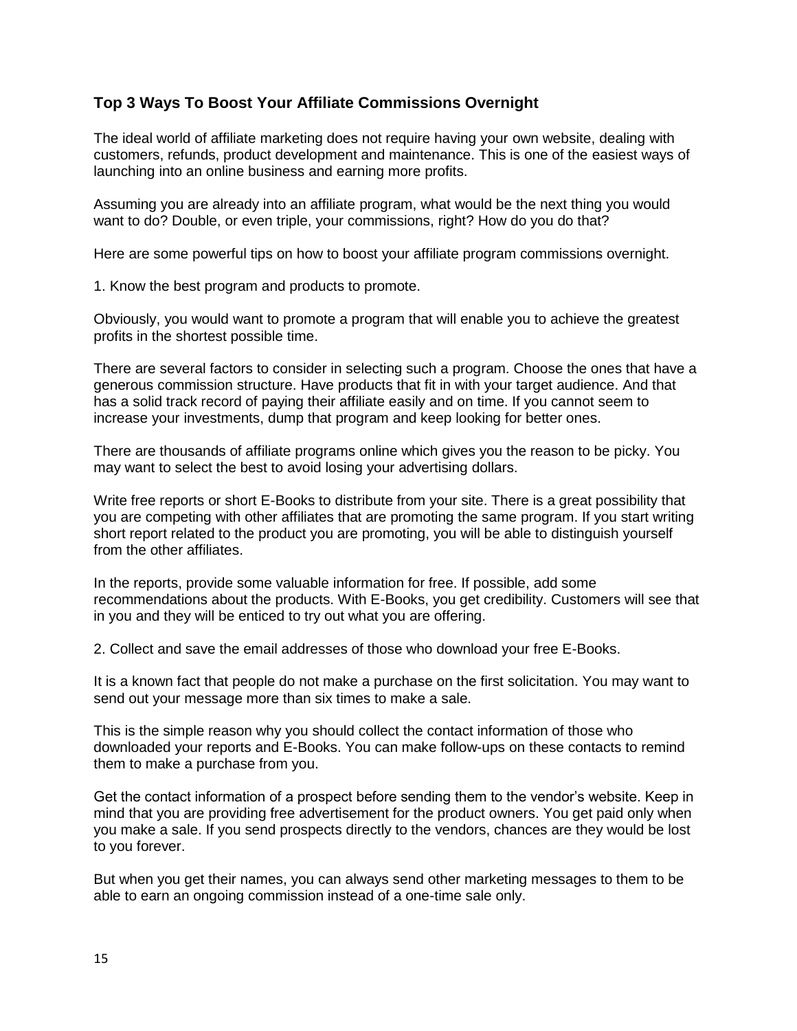## Top 3 Ways To Boost Your Affiliate Commissions Overnight

The ideal world of affiliate marketing does not require having your own website, dealing with customers, refunds, product development and maintenance. This is one of the easiest ways of launching into an online business and earning more profits.

Assuming you are already into an affiliate program, what would be the next thing you would want to do? Double, or even triple, your commissions, right? How do you do that?

Here are some powerful tips on how to boost your affiliate program commissions overnight.

1. Know the best program and products to promote.

Obviously, you would want to promote a program that will enable you to achieve the greatest profits in the shortest possible time.

There are several factors to consider in selecting such a program. Choose the ones that have a generous commission structure. Have products that fit in with your target audience. And that has a solid track record of paying their affiliate easily and on time. If you cannot seem to increase your investments, dump that program and keep looking for better ones.

There are thousands of affiliate programs online which gives you the reason to be picky. You may want to select the best to avoid losing your advertising dollars.

Write free reports or short E-Books to distribute from your site. There is a great possibility that you are competing with other affiliates that are promoting the same program. If you start writing short report related to the product you are promoting, you will be able to distinguish yourself from the other affiliates.

In the reports, provide some valuable information for free. If possible, add some recommendations about the products. With E-Books, you get credibility. Customers will see that in you and they will be enticed to try out what you are offering.

2. Collect and save the email addresses of those who download your free E-Books.

It is a known fact that people do not make a purchase on the first solicitation. You may want to send out your message more than six times to make a sale.

This is the simple reason why you should collect the contact information of those who downloaded your reports and E-Books. You can make follow-ups on these contacts to remind them to make a purchase from you.

Get the contact information of a prospect before sending them to the vendor's website. Keep in mind that you are providing free advertisement for the product owners. You get paid only when you make a sale. If you send prospects directly to the vendors, chances are they would be lost to you forever.

But when you get their names, you can always send other marketing messages to them to be able to earn an ongoing commission instead of a one-time sale only.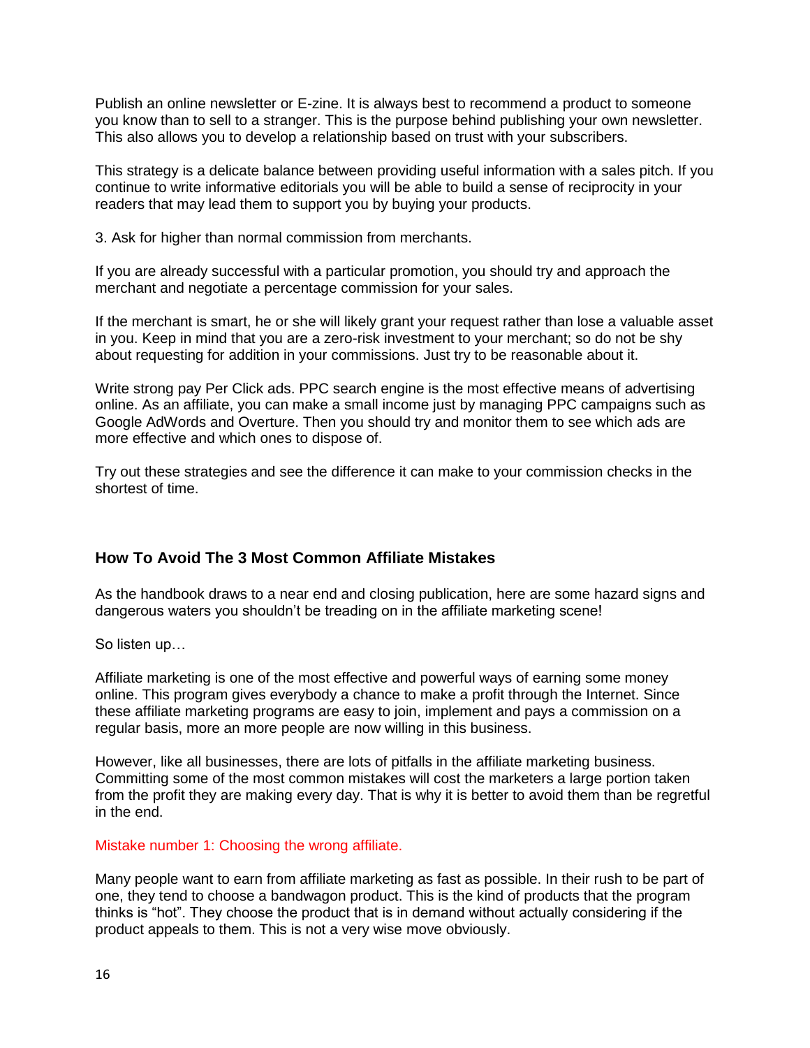Publish an online newsletter or E-zine. It is always best to recommend a product to someone you know than to sell to a stranger. This is the purpose behind publishing your own newsletter. This also allows you to develop a relationship based on trust with your subscribers.

This strategy is a delicate balance between providing useful information with a sales pitch. If you continue to write informative editorials you will be able to build a sense of reciprocity in your readers that may lead them to support you by buying your products.

3. Ask for higher than normal commission from merchants.

If you are already successful with a particular promotion, you should try and approach the merchant and negotiate a percentage commission for your sales.

If the merchant is smart, he or she will likely grant your request rather than lose a valuable asset in you. Keep in mind that you are a zero-risk investment to your merchant; so do not be shy about requesting for addition in your commissions. Just try to be reasonable about it.

Write strong pay Per Click ads. PPC search engine is the most effective means of advertising online. As an affiliate, you can make a small income just by managing PPC campaigns such as Google AdWords and Overture. Then you should try and monitor them to see which ads are more effective and which ones to dispose of.

Try out these strategies and see the difference it can make to your commission checks in the shortest of time.

### How To Avoid The 3 Most Common Affiliate Mistakes

As the handbook draws to a near end and closing publication, here are some hazard signs and dangerous waters you shouldn't be treading on in the affiliate marketing scene!

So listen up…

Affiliate marketing is one of the most effective and powerful ways of earning some money online. This program gives everybody a chance to make a profit through the Internet. Since these affiliate marketing programs are easy to join, implement and pays a commission on a regular basis, more an more people are now willing in this business.

However, like all businesses, there are lots of pitfalls in the affiliate marketing business. Committing some of the most common mistakes will cost the marketers a large portion taken from the profit they are making every day. That is why it is better to avoid them than be regretful in the end.

Mistake number 1: Choosing the wrong affiliate.

Many people want to earn from affiliate marketing as fast as possible. In their rush to be part of one, they tend to choose a bandwagon product. This is the kind of products that the program thinks is "hot". They choose the product that is in demand without actually considering if the product appeals to them. This is not a very wise move obviously.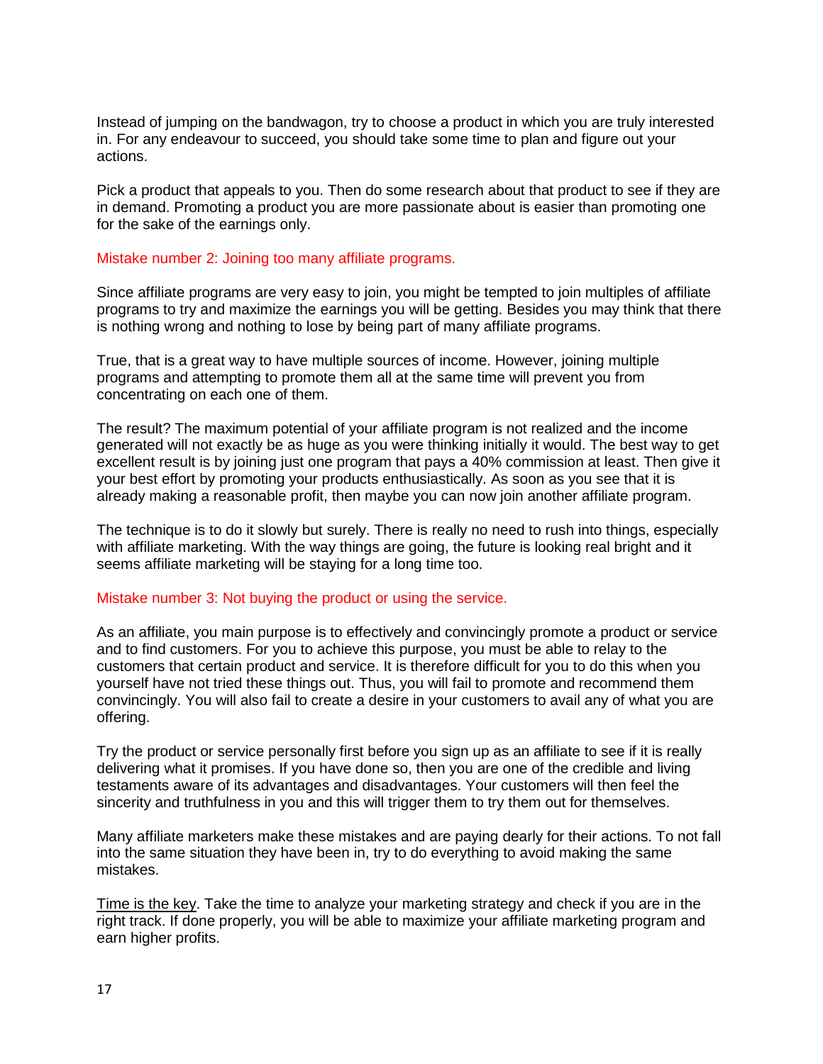Instead of jumping on the bandwagon, try to choose a product in which you are truly interested in. For any endeavour to succeed, you should take some time to plan and figure out your actions.

Pick a product that appeals to you. Then do some research about that product to see if they are in demand. Promoting a product you are more passionate about is easier than promoting one for the sake of the earnings only.

### Mistake number 2: Joining too many affiliate programs.

Since affiliate programs are very easy to join, you might be tempted to join multiples of affiliate programs to try and maximize the earnings you will be getting. Besides you may think that there is nothing wrong and nothing to lose by being part of many affiliate programs.

True, that is a great way to have multiple sources of income. However, joining multiple programs and attempting to promote them all at the same time will prevent you from concentrating on each one of them.

The result? The maximum potential of your affiliate program is not realized and the income generated will not exactly be as huge as you were thinking initially it would. The best way to get excellent result is by joining just one program that pays a 40% commission at least. Then give it your best effort by promoting your products enthusiastically. As soon as you see that it is already making a reasonable profit, then maybe you can now join another affiliate program.

The technique is to do it slowly but surely. There is really no need to rush into things, especially with affiliate marketing. With the way things are going, the future is looking real bright and it seems affiliate marketing will be staying for a long time too.

### Mistake number 3: Not buying the product or using the service.

As an affiliate, you main purpose is to effectively and convincingly promote a product or service and to find customers. For you to achieve this purpose, you must be able to relay to the customers that certain product and service. It is therefore difficult for you to do this when you yourself have not tried these things out. Thus, you will fail to promote and recommend them convincingly. You will also fail to create a desire in your customers to avail any of what you are offering.

Try the product or service personally first before you sign up as an affiliate to see if it is really delivering what it promises. If you have done so, then you are one of the credible and living testaments aware of its advantages and disadvantages. Your customers will then feel the sincerity and truthfulness in you and this will trigger them to try them out for themselves.

Many affiliate marketers make these mistakes and are paying dearly for their actions. To not fall into the same situation they have been in, try to do everything to avoid making the same mistakes.

<u>Time is the key</u>. Take the time to analyze your marketing strategy and check if you are in the right track. If done properly, you will be able to maximize your affiliate marketing program and earn higher profits.